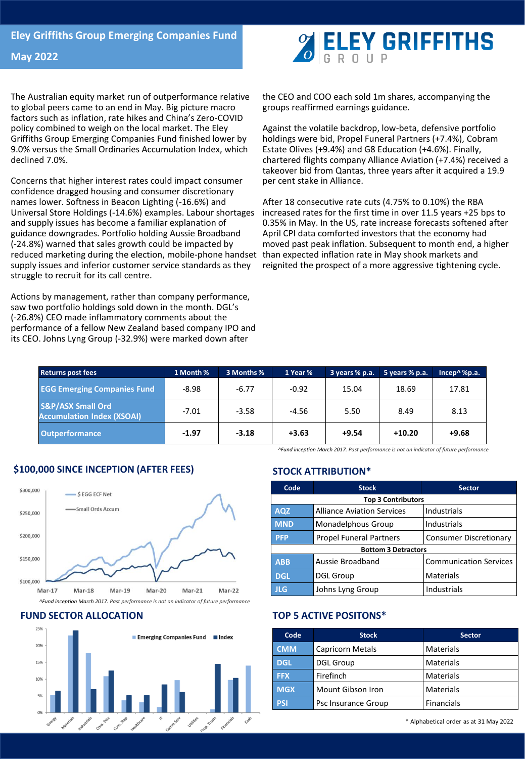# Eley Griffiths Group Emerging Companies Fund

## May 2022

The Australian equity market run of outperformance relative to global peers came to an end in May. Big picture macro factors such as inflation, rate hikes and China's Zero-COVID policy combined to weigh on the local market. The Eley Griffiths Group Emerging Companies Fund finished lower by 9.0% versus the Small Ordinaries Accumulation Index, which declined 7.0%.

Concerns that higher interest rates could impact consumer confidence dragged housing and consumer discretionary names lower. Softness in Beacon Lighting (-16.6%) and Universal Store Holdings (-14.6%) examples. Labour shortages and supply issues has become a familiar explanation of guidance downgrades. Portfolio holding Aussie Broadband (-24.8%) warned that sales growth could be impacted by reduced marketing during the election, mobile-phone handset supply issues and inferior customer service standards as they struggle to recruit for its call centre.

Actions by management, rather than company performance, saw two portfolio holdings sold down in the month. DGL's (-26.8%) CEO made inflammatory comments about the performance of a fellow New Zealand based company IPO and its CEO. Johns Lyng Group (-32.9%) were marked down after the CEO and COO each sold 1m shares, accompanying the groups reaffirmed earnings guidance.

Against the volatile backdrop, low-beta, defensive portfolio holdings were bid, Propel Funeral Partners (+7.4%), Cobram Estate Olives (+9.4%) and G8 Education (+4.6%). Finally, chartered flights company Alliance Aviation (+7.4%) received a takeover bid from Qantas, three years after it acquired a 19.9 per cent stake in Alliance.

After 18 consecutive rate cuts (4.75% to 0.10%) the RBA increased rates for the first time in over 11.5 years +25 bps to 0.35% in May. In the US, rate increase forecasts softened after April CPI data comforted investors that the economy had moved past peak inflation. Subsequent to month end, a higher than expected inflation rate in May shook markets and reignited the prospect of a more aggressive tightening cycle.

| Returns post fees | 1 Month % | 3 Months % | 1 Year % | 3 years % p.a. | 5 years % p.a. | Incep^ %p.a. |
|---|---|---|---|---|---|---|
| EGG Emerging Companies Fund | -8.98 | -6.77 | -0.92 | 15.04 | 18.69 | 17.81 |
| S&P/ASX Small Ord Accumulation Index (XSOAI) | -7.01 | -3.58 | -4.56 | 5.50 | 8.49 | 8.13 |
| Outperformance | **-1.97** | **-3.18** | **+3.63** | **+9.54** | **+10.20** | **+9.68** |

*^Fund inception March 2017. Past performance is not an indicator of future performance*

## $100,000 SINCE INCEPTION (AFTER FEES)

*^Fund inception March 2017. Past performance is not an indicator of future performance*

## FUND SECTOR ALLOCATION

## STOCK ATTRIBUTION*

| Code | Stock | Sector |
|---|---|---|
| **Top 3 Contributors** | | |
| AQZ | Alliance Aviation Services | Industrials |
| MND | Monadelphous Group | Industrials |
| PFP | Propel Funeral Partners | Consumer Discretionary |
| **Bottom 3 Detractors** | | |
| ABB | Aussie Broadband | Communication Services |
| DGL | DGL Group | Materials |
| JLG | Johns Lyng Group | Industrials |

## TOP 5 ACTIVE POSITONS*

| Code | Stock | Sector |
|---|---|---|
| CMM | Capricorn Metals | Materials |
| DGL | DGL Group | Materials |
| FFX | Firefinch | Materials |
| MGX | Mount Gibson Iron | Materials |
| PSI | Psc Insurance Group | Financials |

\* Alphabetical order as at 31 May 2022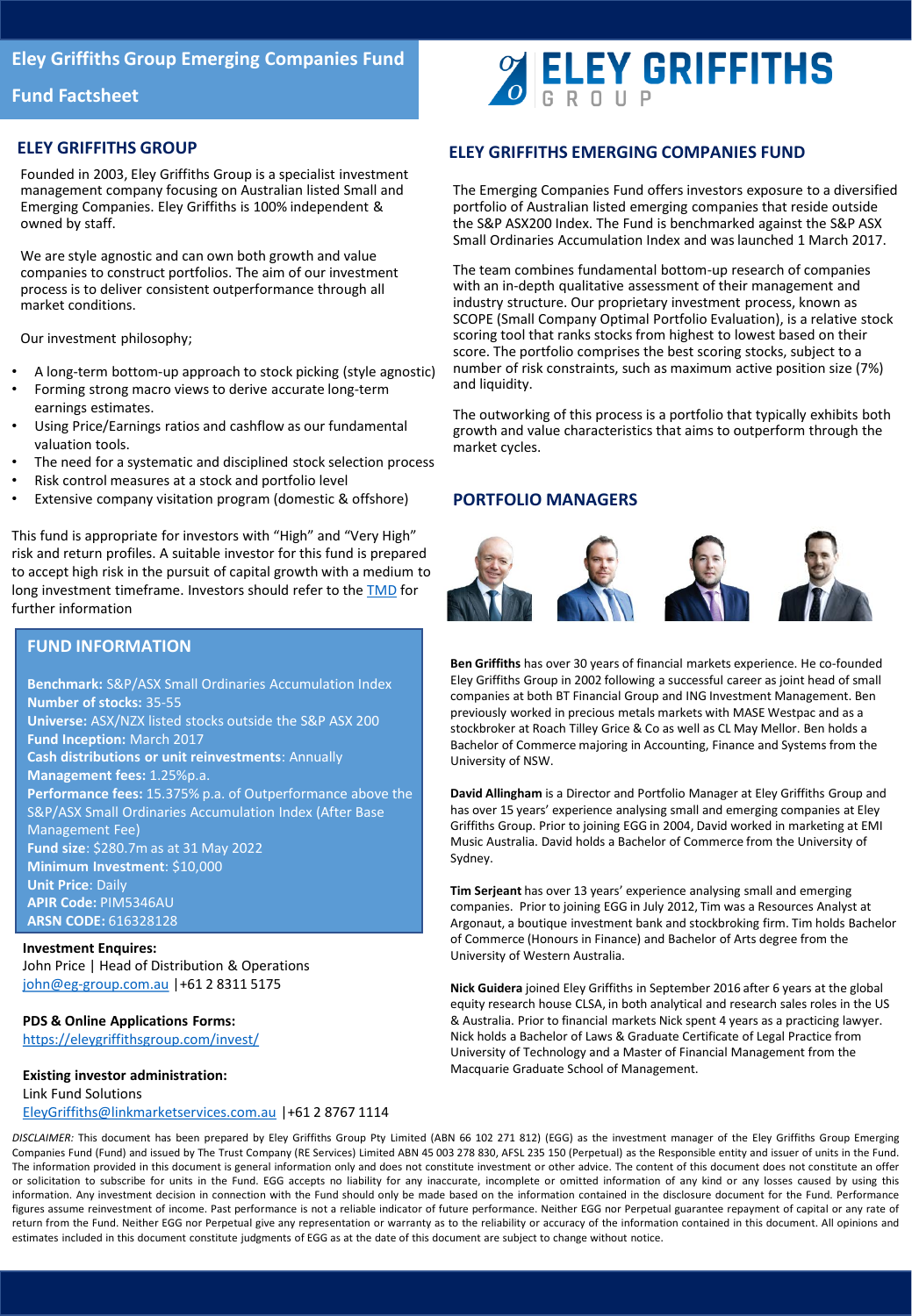# Eley Griffiths Group Emerging Companies Fund

## Fund Factsheet

ELEY GRIFFITHS GROUP

## ELEY GRIFFITHS GROUP

Founded in 2003, Eley Griffiths Group is a specialist investment management company focusing on Australian listed Small and Emerging Companies. Eley Griffiths is 100% independent & owned by staff.

We are style agnostic and can own both growth and value companies to construct portfolios. The aim of our investment process is to deliver consistent outperformance through all market conditions.

Our investment philosophy;

- A long-term bottom-up approach to stock picking (style agnostic)
- Forming strong macro views to derive accurate long-term earnings estimates.
- Using Price/Earnings ratios and cashflow as our fundamental valuation tools.
- The need for a systematic and disciplined stock selection process
- Risk control measures at a stock and portfolio level
- Extensive company visitation program (domestic & offshore)

This fund is appropriate for investors with "High" and "Very High" risk and return profiles. A suitable investor for this fund is prepared to accept high risk in the pursuit of capital growth with a medium to long investment timeframe. Investors should refer to the TMD for further information

## FUND INFORMATION

**Benchmark:** S&P/ASX Small Ordinaries Accumulation Index
**Number of stocks:** 35-55
**Universe:** ASX/NZX listed stocks outside the S&P ASX 200
**Fund Inception:** March 2017
**Cash distributions or unit reinvestments**: Annually
**Management fees:** 1.25%p.a.
**Performance fees:** 15.375% p.a. of Outperformance above the S&P/ASX Small Ordinaries Accumulation Index (After Base Management Fee)
**Fund size**: $280.7m as at 31 May 2022
**Minimum Investment**: $10,000
**Unit Price**: Daily
**APIR Code:** PIM5346AU
**ARSN CODE:** 616328128

**Investment Enquires:**
John Price | Head of Distribution & Operations
john@eg-group.com.au |+61 2 8311 5175

**PDS & Online Applications Forms:**
https://eleygriffithsgroup.com/invest/

**Existing investor administration:**
Link Fund Solutions
EleyGriffiths@linkmarketservices.com.au |+61 2 8767 1114

## ELEY GRIFFITHS EMERGING COMPANIES FUND

The Emerging Companies Fund offers investors exposure to a diversified portfolio of Australian listed emerging companies that reside outside the S&P ASX200 Index. The Fund is benchmarked against the S&P ASX Small Ordinaries Accumulation Index and was launched 1 March 2017.

The team combines fundamental bottom-up research of companies with an in-depth qualitative assessment of their management and industry structure. Our proprietary investment process, known as SCOPE (Small Company Optimal Portfolio Evaluation), is a relative stock scoring tool that ranks stocks from highest to lowest based on their score. The portfolio comprises the best scoring stocks, subject to a number of risk constraints, such as maximum active position size (7%) and liquidity.

The outworking of this process is a portfolio that typically exhibits both growth and value characteristics that aims to outperform through the market cycles.

## PORTFOLIO MANAGERS

**Ben Griffiths** has over 30 years of financial markets experience. He co-founded Eley Griffiths Group in 2002 following a successful career as joint head of small companies at both BT Financial Group and ING Investment Management. Ben previously worked in precious metals markets with MASE Westpac and as a stockbroker at Roach Tilley Grice & Co as well as CL May Mellor. Ben holds a Bachelor of Commerce majoring in Accounting, Finance and Systems from the University of NSW.

**David Allingham** is a Director and Portfolio Manager at Eley Griffiths Group and has over 15 years' experience analysing small and emerging companies at Eley Griffiths Group. Prior to joining EGG in 2004, David worked in marketing at EMI Music Australia. David holds a Bachelor of Commerce from the University of Sydney.

**Tim Serjeant** has over 13 years' experience analysing small and emerging companies. Prior to joining EGG in July 2012, Tim was a Resources Analyst at Argonaut, a boutique investment bank and stockbroking firm. Tim holds Bachelor of Commerce (Honours in Finance) and Bachelor of Arts degree from the University of Western Australia.

**Nick Guidera** joined Eley Griffiths in September 2016 after 6 years at the global equity research house CLSA, in both analytical and research sales roles in the US & Australia. Prior to financial markets Nick spent 4 years as a practicing lawyer. Nick holds a Bachelor of Laws & Graduate Certificate of Legal Practice from University of Technology and a Master of Financial Management from the Macquarie Graduate School of Management.

*DISCLAIMER:* This document has been prepared by Eley Griffiths Group Pty Limited (ABN 66 102 271 812) (EGG) as the investment manager of the Eley Griffiths Group Emerging Companies Fund (Fund) and issued by The Trust Company (RE Services) Limited ABN 45 003 278 830, AFSL 235 150 (Perpetual) as the Responsible entity and issuer of units in the Fund. The information provided in this document is general information only and does not constitute investment or other advice. The content of this document does not constitute an offer or solicitation to subscribe for units in the Fund. EGG accepts no liability for any inaccurate, incomplete or omitted information of any kind or any losses caused by using this information. Any investment decision in connection with the Fund should only be made based on the information contained in the disclosure document for the Fund. Performance figures assume reinvestment of income. Past performance is not a reliable indicator of future performance. Neither EGG nor Perpetual guarantee repayment of capital or any rate of return from the Fund. Neither EGG nor Perpetual give any representation or warranty as to the reliability or accuracy of the information contained in this document. All opinions and estimates included in this document constitute judgments of EGG as at the date of this document are subject to change without notice.